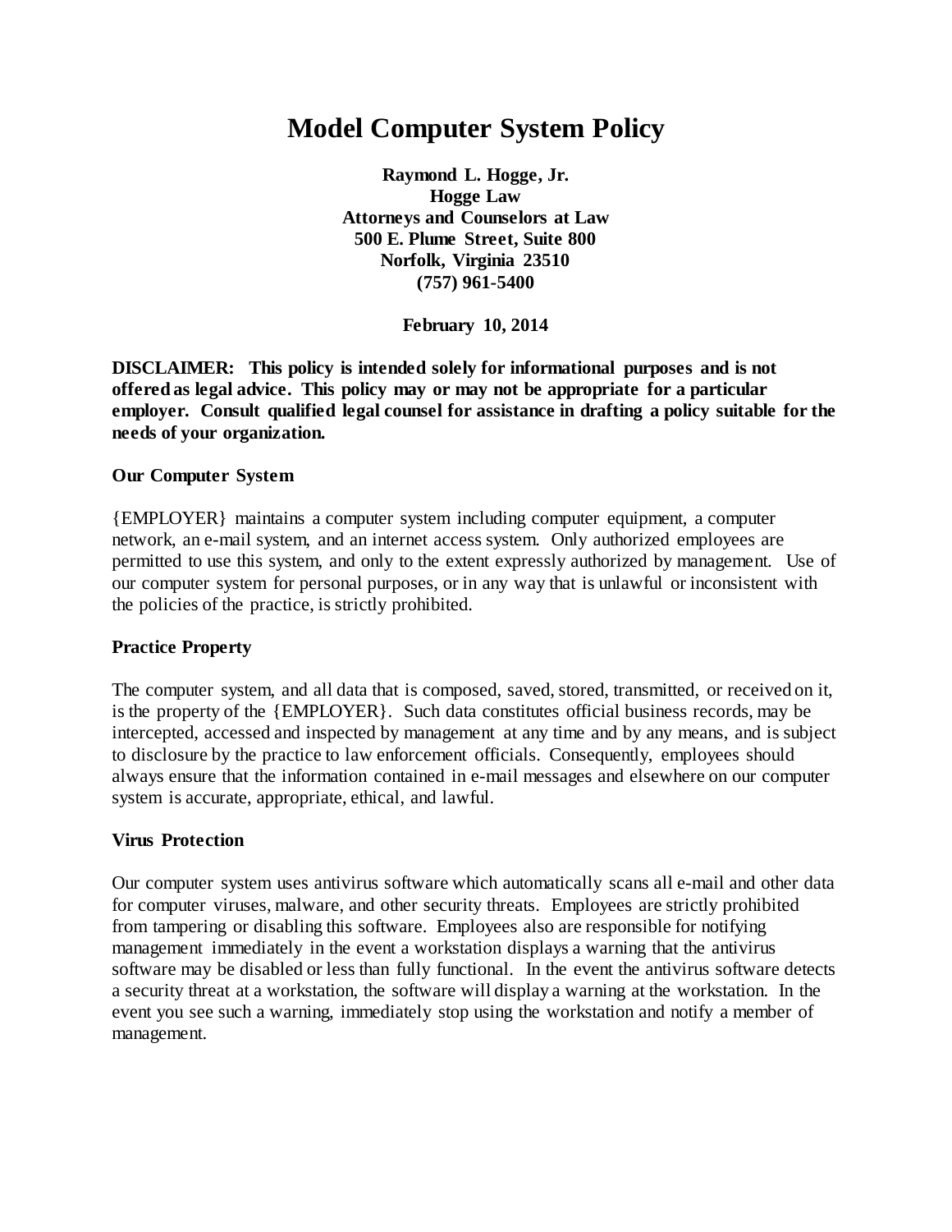# Model Computer System Policy

**Raymond L. Hogge, Jr.**
**Hogge Law**
**Attorneys and Counselors at Law**
**500 E. Plume Street, Suite 800**
**Norfolk, Virginia 23510**
**(757) 961-5400**

**February 10, 2014**

**DISCLAIMER: This policy is intended solely for informational purposes and is not offered as legal advice. This policy may or may not be appropriate for a particular employer. Consult qualified legal counsel for assistance in drafting a policy suitable for the needs of your organization.**

## Our Computer System

{EMPLOYER} maintains a computer system including computer equipment, a computer network, an e-mail system, and an internet access system. Only authorized employees are permitted to use this system, and only to the extent expressly authorized by management. Use of our computer system for personal purposes, or in any way that is unlawful or inconsistent with the policies of the practice, is strictly prohibited.

## Practice Property

The computer system, and all data that is composed, saved, stored, transmitted, or received on it, is the property of the {EMPLOYER}. Such data constitutes official business records, may be intercepted, accessed and inspected by management at any time and by any means, and is subject to disclosure by the practice to law enforcement officials. Consequently, employees should always ensure that the information contained in e-mail messages and elsewhere on our computer system is accurate, appropriate, ethical, and lawful.

## Virus Protection

Our computer system uses antivirus software which automatically scans all e-mail and other data for computer viruses, malware, and other security threats. Employees are strictly prohibited from tampering or disabling this software. Employees also are responsible for notifying management immediately in the event a workstation displays a warning that the antivirus software may be disabled or less than fully functional. In the event the antivirus software detects a security threat at a workstation, the software will display a warning at the workstation. In the event you see such a warning, immediately stop using the workstation and notify a member of management.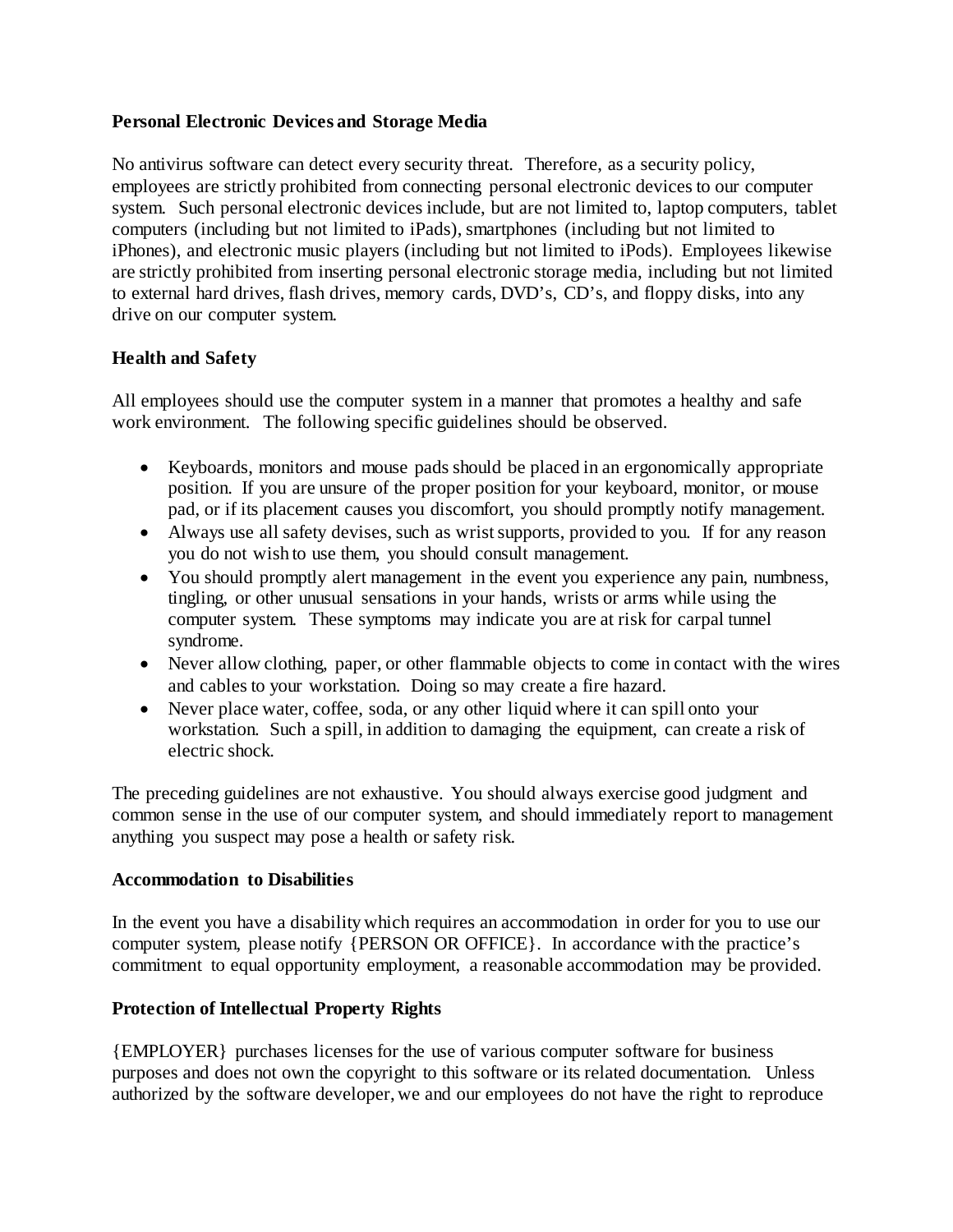**Personal Electronic Devices and Storage Media**

No antivirus software can detect every security threat. Therefore, as a security policy, employees are strictly prohibited from connecting personal electronic devices to our computer system. Such personal electronic devices include, but are not limited to, laptop computers, tablet computers (including but not limited to iPads), smartphones (including but not limited to iPhones), and electronic music players (including but not limited to iPods). Employees likewise are strictly prohibited from inserting personal electronic storage media, including but not limited to external hard drives, flash drives, memory cards, DVD's, CD's, and floppy disks, into any drive on our computer system.

**Health and Safety**

All employees should use the computer system in a manner that promotes a healthy and safe work environment. The following specific guidelines should be observed.

- Keyboards, monitors and mouse pads should be placed in an ergonomically appropriate position. If you are unsure of the proper position for your keyboard, monitor, or mouse pad, or if its placement causes you discomfort, you should promptly notify management.
- Always use all safety devises, such as wrist supports, provided to you. If for any reason you do not wish to use them, you should consult management.
- You should promptly alert management in the event you experience any pain, numbness, tingling, or other unusual sensations in your hands, wrists or arms while using the computer system. These symptoms may indicate you are at risk for carpal tunnel syndrome.
- Never allow clothing, paper, or other flammable objects to come in contact with the wires and cables to your workstation. Doing so may create a fire hazard.
- Never place water, coffee, soda, or any other liquid where it can spill onto your workstation. Such a spill, in addition to damaging the equipment, can create a risk of electric shock.

The preceding guidelines are not exhaustive. You should always exercise good judgment and common sense in the use of our computer system, and should immediately report to management anything you suspect may pose a health or safety risk.

**Accommodation to Disabilities**

In the event you have a disability which requires an accommodation in order for you to use our computer system, please notify {PERSON OR OFFICE}. In accordance with the practice's commitment to equal opportunity employment, a reasonable accommodation may be provided.

**Protection of Intellectual Property Rights**

{EMPLOYER} purchases licenses for the use of various computer software for business purposes and does not own the copyright to this software or its related documentation. Unless authorized by the software developer, we and our employees do not have the right to reproduce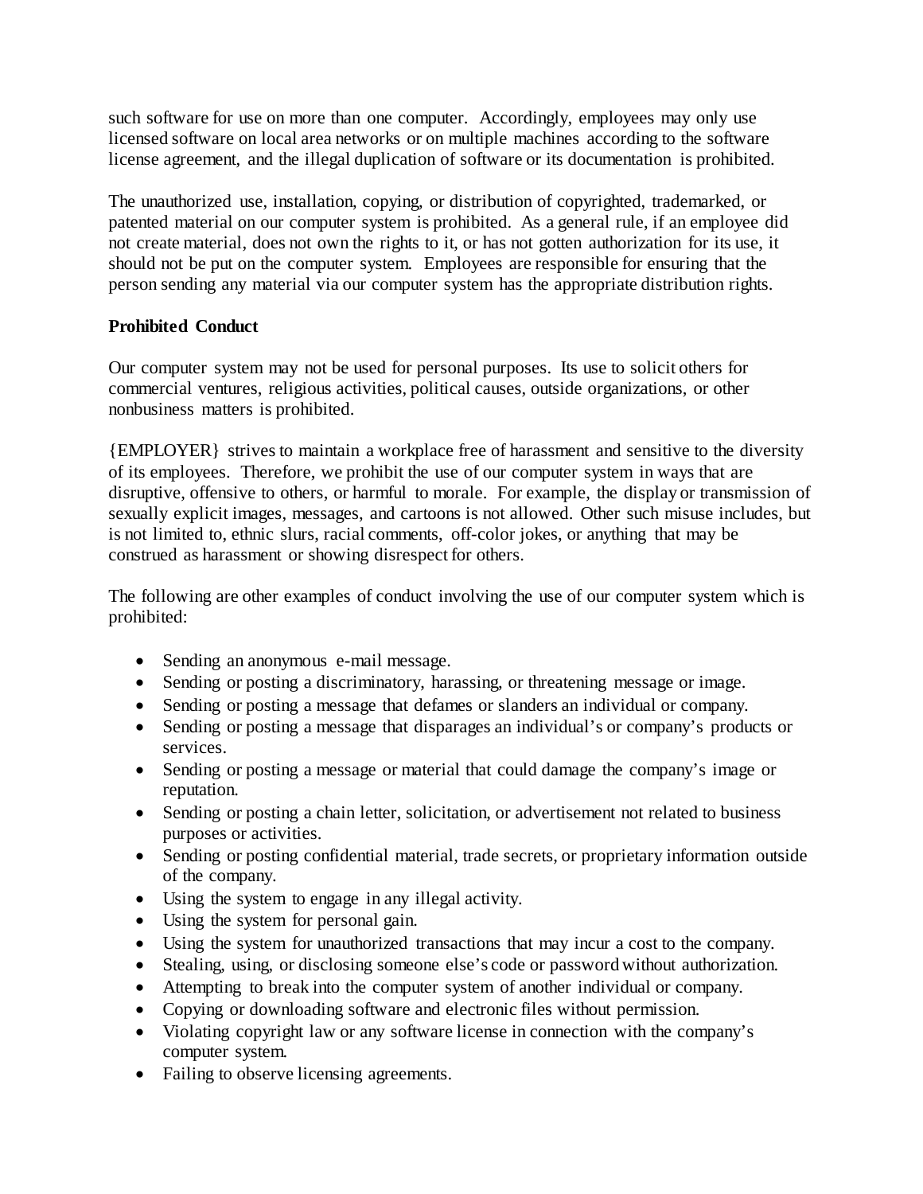such software for use on more than one computer. Accordingly, employees may only use licensed software on local area networks or on multiple machines according to the software license agreement, and the illegal duplication of software or its documentation is prohibited.

The unauthorized use, installation, copying, or distribution of copyrighted, trademarked, or patented material on our computer system is prohibited. As a general rule, if an employee did not create material, does not own the rights to it, or has not gotten authorization for its use, it should not be put on the computer system. Employees are responsible for ensuring that the person sending any material via our computer system has the appropriate distribution rights.

**Prohibited Conduct**

Our computer system may not be used for personal purposes. Its use to solicit others for commercial ventures, religious activities, political causes, outside organizations, or other nonbusiness matters is prohibited.

{EMPLOYER} strives to maintain a workplace free of harassment and sensitive to the diversity of its employees. Therefore, we prohibit the use of our computer system in ways that are disruptive, offensive to others, or harmful to morale. For example, the display or transmission of sexually explicit images, messages, and cartoons is not allowed. Other such misuse includes, but is not limited to, ethnic slurs, racial comments, off-color jokes, or anything that may be construed as harassment or showing disrespect for others.

The following are other examples of conduct involving the use of our computer system which is prohibited:

- Sending an anonymous e-mail message.
- Sending or posting a discriminatory, harassing, or threatening message or image.
- Sending or posting a message that defames or slanders an individual or company.
- Sending or posting a message that disparages an individual's or company's products or services.
- Sending or posting a message or material that could damage the company's image or reputation.
- Sending or posting a chain letter, solicitation, or advertisement not related to business purposes or activities.
- Sending or posting confidential material, trade secrets, or proprietary information outside of the company.
- Using the system to engage in any illegal activity.
- Using the system for personal gain.
- Using the system for unauthorized transactions that may incur a cost to the company.
- Stealing, using, or disclosing someone else's code or password without authorization.
- Attempting to break into the computer system of another individual or company.
- Copying or downloading software and electronic files without permission.
- Violating copyright law or any software license in connection with the company's computer system.
- Failing to observe licensing agreements.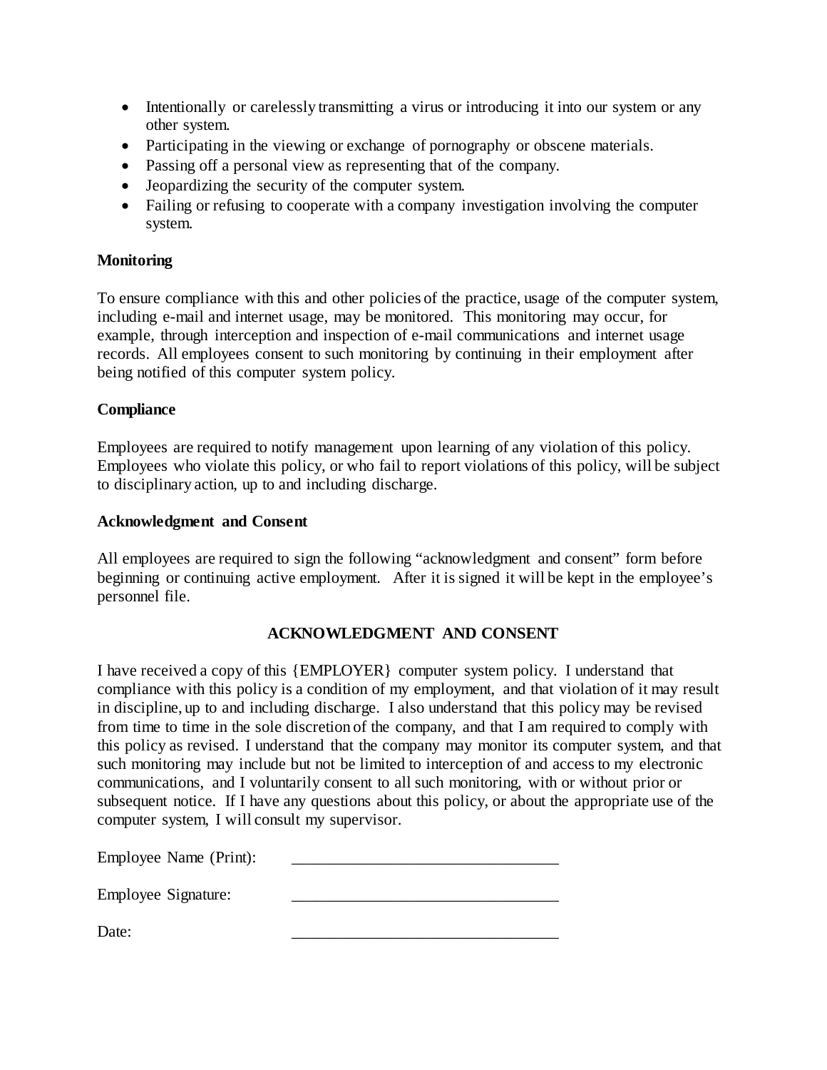- Intentionally or carelessly transmitting a virus or introducing it into our system or any other system.
- Participating in the viewing or exchange of pornography or obscene materials.
- Passing off a personal view as representing that of the company.
- Jeopardizing the security of the computer system.
- Failing or refusing to cooperate with a company investigation involving the computer system.

**Monitoring**

To ensure compliance with this and other policies of the practice, usage of the computer system, including e-mail and internet usage, may be monitored. This monitoring may occur, for example, through interception and inspection of e-mail communications and internet usage records. All employees consent to such monitoring by continuing in their employment after being notified of this computer system policy.

**Compliance**

Employees are required to notify management upon learning of any violation of this policy. Employees who violate this policy, or who fail to report violations of this policy, will be subject to disciplinary action, up to and including discharge.

**Acknowledgment and Consent**

All employees are required to sign the following "acknowledgment and consent" form before beginning or continuing active employment. After it is signed it will be kept in the employee's personnel file.

**ACKNOWLEDGMENT AND CONSENT**

I have received a copy of this {EMPLOYER} computer system policy. I understand that compliance with this policy is a condition of my employment, and that violation of it may result in discipline, up to and including discharge. I also understand that this policy may be revised from time to time in the sole discretion of the company, and that I am required to comply with this policy as revised. I understand that the company may monitor its computer system, and that such monitoring may include but not be limited to interception of and access to my electronic communications, and I voluntarily consent to all such monitoring, with or without prior or subsequent notice. If I have any questions about this policy, or about the appropriate use of the computer system, I will consult my supervisor.

Employee Name (Print): __________________________________

Employee Signature: __________________________________

Date: __________________________________